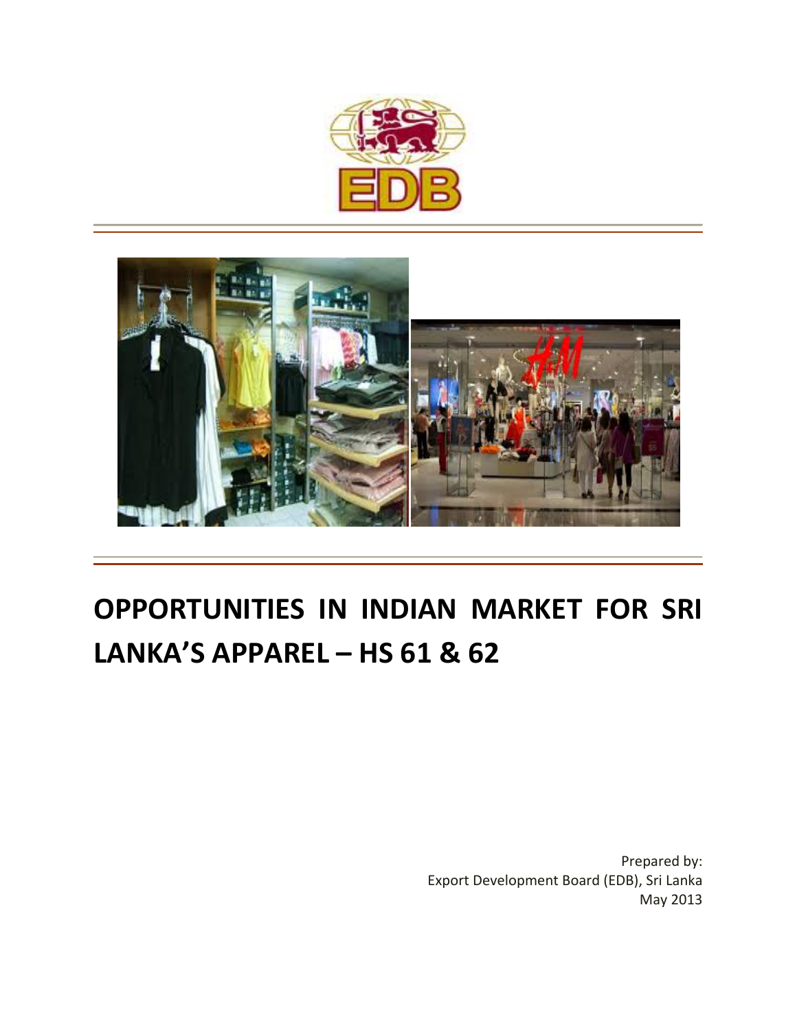# OPPORTUNITIES IN INDIAN MARKET FOR SRI LANKA'S APPAREL – HS 61 & 62

Prepared by:
Export Development Board (EDB), Sri Lanka
May 2013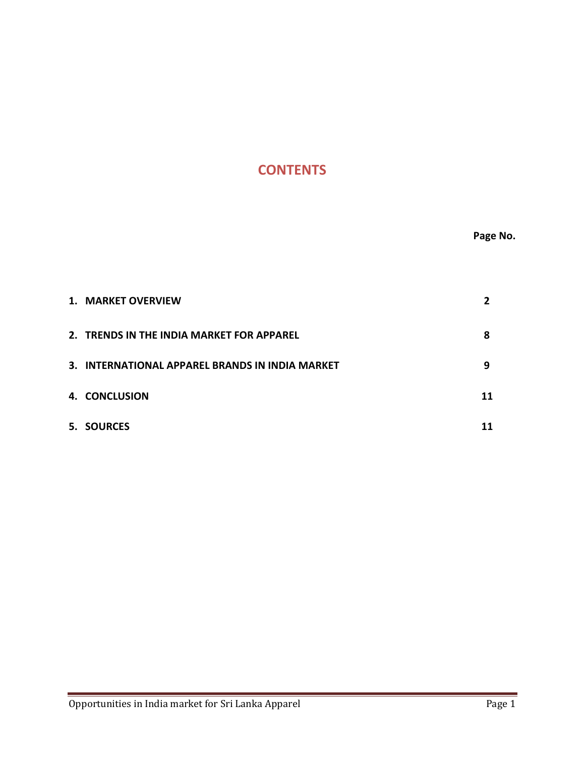# CONTENTS

| | Page No. |
|---|---|
| **1. MARKET OVERVIEW** | **2** |
| **2. TRENDS IN THE INDIA MARKET FOR APPAREL** | **8** |
| **3. INTERNATIONAL APPAREL BRANDS IN INDIA MARKET** | **9** |
| **4. CONCLUSION** | **11** |
| **5. SOURCES** | **11** |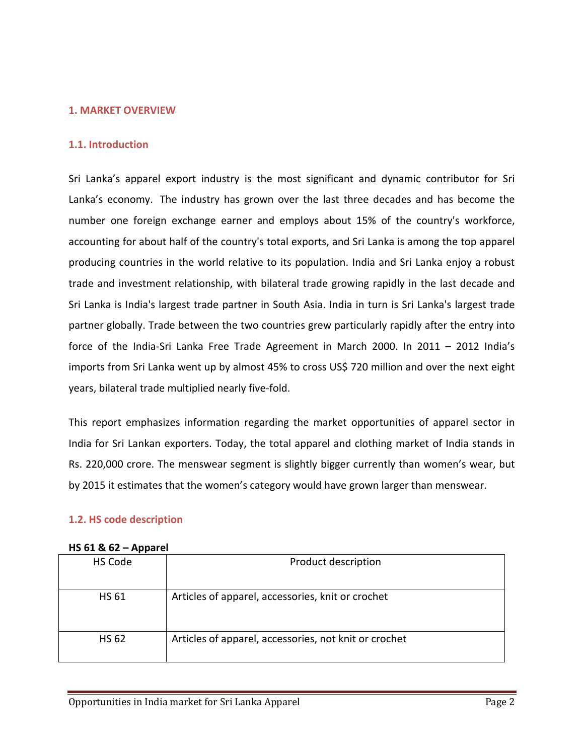## 1. MARKET OVERVIEW

### 1.1. Introduction

Sri Lanka's apparel export industry is the most significant and dynamic contributor for Sri Lanka's economy. The industry has grown over the last three decades and has become the number one foreign exchange earner and employs about 15% of the country's workforce, accounting for about half of the country's total exports, and Sri Lanka is among the top apparel producing countries in the world relative to its population. India and Sri Lanka enjoy a robust trade and investment relationship, with bilateral trade growing rapidly in the last decade and Sri Lanka is India's largest trade partner in South Asia. India in turn is Sri Lanka's largest trade partner globally. Trade between the two countries grew particularly rapidly after the entry into force of the India-Sri Lanka Free Trade Agreement in March 2000. In 2011 – 2012 India's imports from Sri Lanka went up by almost 45% to cross US$ 720 million and over the next eight years, bilateral trade multiplied nearly five-fold.

This report emphasizes information regarding the market opportunities of apparel sector in India for Sri Lankan exporters. Today, the total apparel and clothing market of India stands in Rs. 220,000 crore. The menswear segment is slightly bigger currently than women's wear, but by 2015 it estimates that the women's category would have grown larger than menswear.

### 1.2. HS code description

**HS 61 & 62 – Apparel**

| HS Code | Product description |
|---|---|
| HS 61 | Articles of apparel, accessories, knit or crochet |
| HS 62 | Articles of apparel, accessories, not knit or crochet |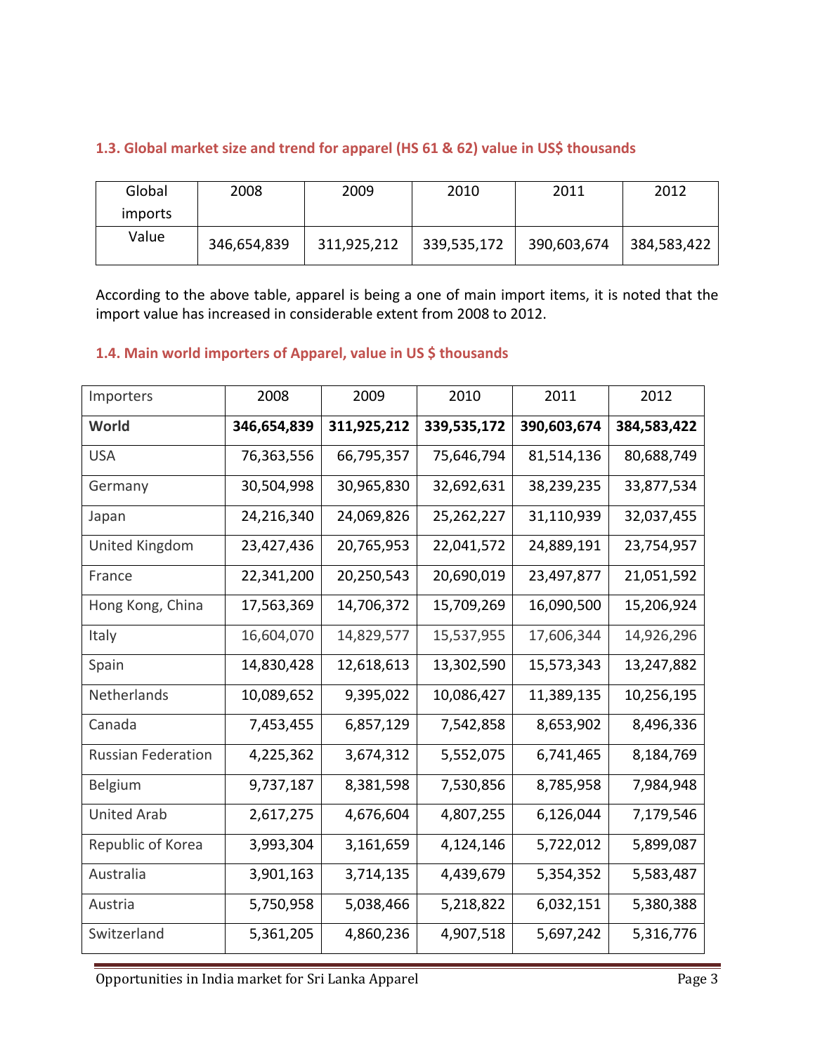### 1.3. Global market size and trend for apparel (HS 61 & 62) value in US$ thousands

| Global imports | 2008 | 2009 | 2010 | 2011 | 2012 |
|---|---|---|---|---|---|
| Value | 346,654,839 | 311,925,212 | 339,535,172 | 390,603,674 | 384,583,422 |

According to the above table, apparel is being a one of main import items, it is noted that the import value has increased in considerable extent from 2008 to 2012.

### 1.4. Main world importers of Apparel, value in US $ thousands

| Importers | 2008 | 2009 | 2010 | 2011 | 2012 |
|---|---|---|---|---|---|
| **World** | **346,654,839** | **311,925,212** | **339,535,172** | **390,603,674** | **384,583,422** |
| USA | 76,363,556 | 66,795,357 | 75,646,794 | 81,514,136 | 80,688,749 |
| Germany | 30,504,998 | 30,965,830 | 32,692,631 | 38,239,235 | 33,877,534 |
| Japan | 24,216,340 | 24,069,826 | 25,262,227 | 31,110,939 | 32,037,455 |
| United Kingdom | 23,427,436 | 20,765,953 | 22,041,572 | 24,889,191 | 23,754,957 |
| France | 22,341,200 | 20,250,543 | 20,690,019 | 23,497,877 | 21,051,592 |
| Hong Kong, China | 17,563,369 | 14,706,372 | 15,709,269 | 16,090,500 | 15,206,924 |
| Italy | 16,604,070 | 14,829,577 | 15,537,955 | 17,606,344 | 14,926,296 |
| Spain | 14,830,428 | 12,618,613 | 13,302,590 | 15,573,343 | 13,247,882 |
| Netherlands | 10,089,652 | 9,395,022 | 10,086,427 | 11,389,135 | 10,256,195 |
| Canada | 7,453,455 | 6,857,129 | 7,542,858 | 8,653,902 | 8,496,336 |
| Russian Federation | 4,225,362 | 3,674,312 | 5,552,075 | 6,741,465 | 8,184,769 |
| Belgium | 9,737,187 | 8,381,598 | 7,530,856 | 8,785,958 | 7,984,948 |
| United Arab | 2,617,275 | 4,676,604 | 4,807,255 | 6,126,044 | 7,179,546 |
| Republic of Korea | 3,993,304 | 3,161,659 | 4,124,146 | 5,722,012 | 5,899,087 |
| Australia | 3,901,163 | 3,714,135 | 4,439,679 | 5,354,352 | 5,583,487 |
| Austria | 5,750,958 | 5,038,466 | 5,218,822 | 6,032,151 | 5,380,388 |
| Switzerland | 5,361,205 | 4,860,236 | 4,907,518 | 5,697,242 | 5,316,776 |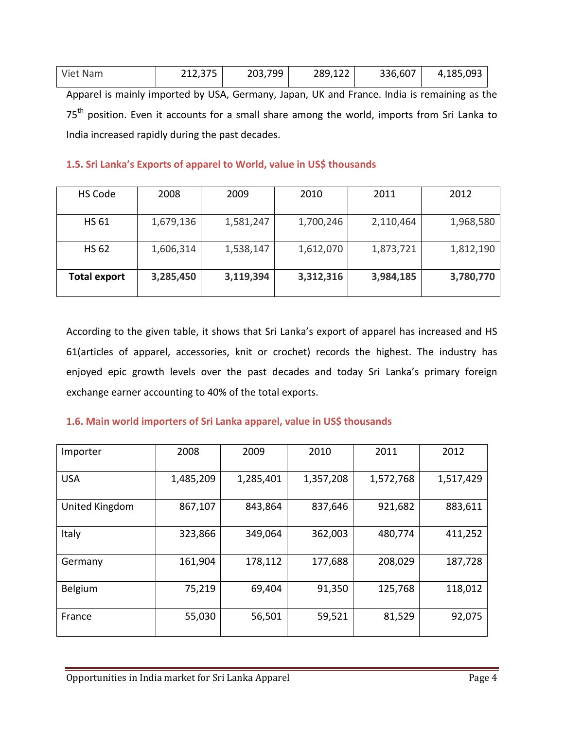| Viet Nam | 212,375 | 203,799 | 289,122 | 336,607 | 4,185,093 |
|---|---|---|---|---|---|

Apparel is mainly imported by USA, Germany, Japan, UK and France. India is remaining as the 75th position. Even it accounts for a small share among the world, imports from Sri Lanka to India increased rapidly during the past decades.

### 1.5. Sri Lanka's Exports of apparel to World, value in US$ thousands

| HS Code | 2008 | 2009 | 2010 | 2011 | 2012 |
|---|---|---|---|---|---|
| HS 61 | 1,679,136 | 1,581,247 | 1,700,246 | 2,110,464 | 1,968,580 |
| HS 62 | 1,606,314 | 1,538,147 | 1,612,070 | 1,873,721 | 1,812,190 |
| **Total export** | **3,285,450** | **3,119,394** | **3,312,316** | **3,984,185** | **3,780,770** |

According to the given table, it shows that Sri Lanka's export of apparel has increased and HS 61(articles of apparel, accessories, knit or crochet) records the highest. The industry has enjoyed epic growth levels over the past decades and today Sri Lanka's primary foreign exchange earner accounting to 40% of the total exports.

### 1.6. Main world importers of Sri Lanka apparel, value in US$ thousands

| Importer | 2008 | 2009 | 2010 | 2011 | 2012 |
|---|---|---|---|---|---|
| USA | 1,485,209 | 1,285,401 | 1,357,208 | 1,572,768 | 1,517,429 |
| United Kingdom | 867,107 | 843,864 | 837,646 | 921,682 | 883,611 |
| Italy | 323,866 | 349,064 | 362,003 | 480,774 | 411,252 |
| Germany | 161,904 | 178,112 | 177,688 | 208,029 | 187,728 |
| Belgium | 75,219 | 69,404 | 91,350 | 125,768 | 118,012 |
| France | 55,030 | 56,501 | 59,521 | 81,529 | 92,075 |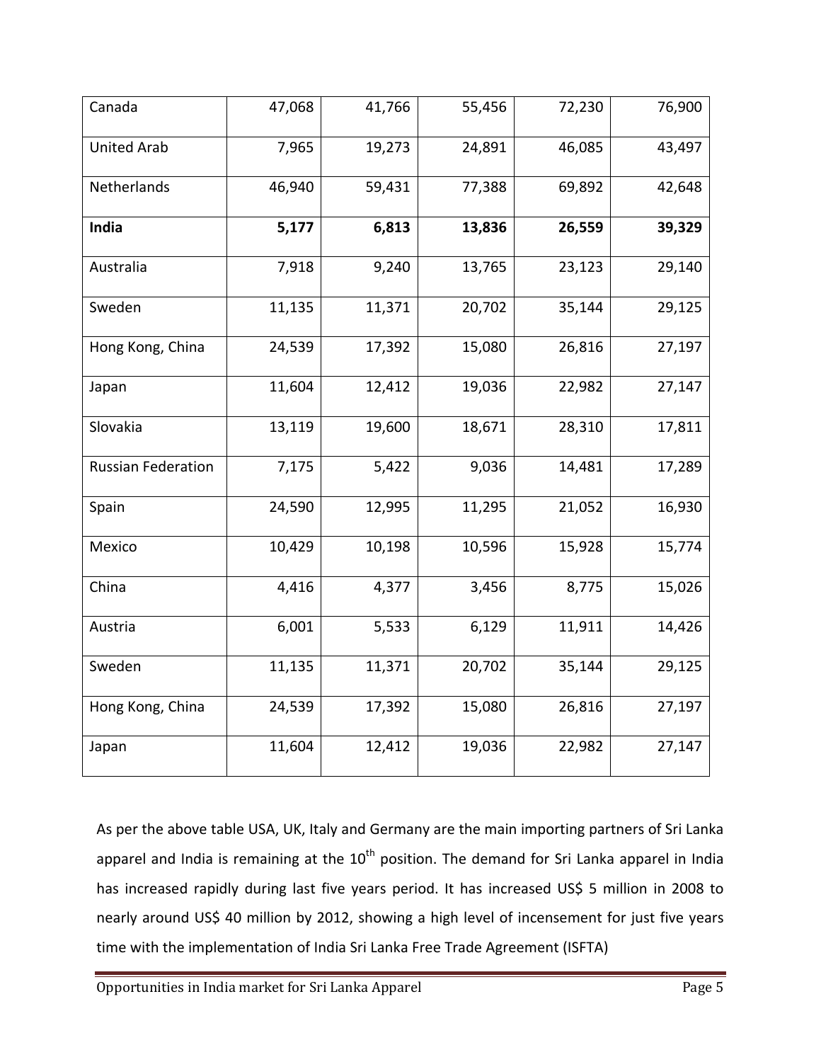| | | | | | |
|---|---|---|---|---|---|
| Canada | 47,068 | 41,766 | 55,456 | 72,230 | 76,900 |
| United Arab | 7,965 | 19,273 | 24,891 | 46,085 | 43,497 |
| Netherlands | 46,940 | 59,431 | 77,388 | 69,892 | 42,648 |
| **India** | **5,177** | **6,813** | **13,836** | **26,559** | **39,329** |
| Australia | 7,918 | 9,240 | 13,765 | 23,123 | 29,140 |
| Sweden | 11,135 | 11,371 | 20,702 | 35,144 | 29,125 |
| Hong Kong, China | 24,539 | 17,392 | 15,080 | 26,816 | 27,197 |
| Japan | 11,604 | 12,412 | 19,036 | 22,982 | 27,147 |
| Slovakia | 13,119 | 19,600 | 18,671 | 28,310 | 17,811 |
| Russian Federation | 7,175 | 5,422 | 9,036 | 14,481 | 17,289 |
| Spain | 24,590 | 12,995 | 11,295 | 21,052 | 16,930 |
| Mexico | 10,429 | 10,198 | 10,596 | 15,928 | 15,774 |
| China | 4,416 | 4,377 | 3,456 | 8,775 | 15,026 |
| Austria | 6,001 | 5,533 | 6,129 | 11,911 | 14,426 |
| Sweden | 11,135 | 11,371 | 20,702 | 35,144 | 29,125 |
| Hong Kong, China | 24,539 | 17,392 | 15,080 | 26,816 | 27,197 |
| Japan | 11,604 | 12,412 | 19,036 | 22,982 | 27,147 |

As per the above table USA, UK, Italy and Germany are the main importing partners of Sri Lanka apparel and India is remaining at the 10th position. The demand for Sri Lanka apparel in India has increased rapidly during last five years period. It has increased US$ 5 million in 2008 to nearly around US$ 40 million by 2012, showing a high level of incensement for just five years time with the implementation of India Sri Lanka Free Trade Agreement (ISFTA)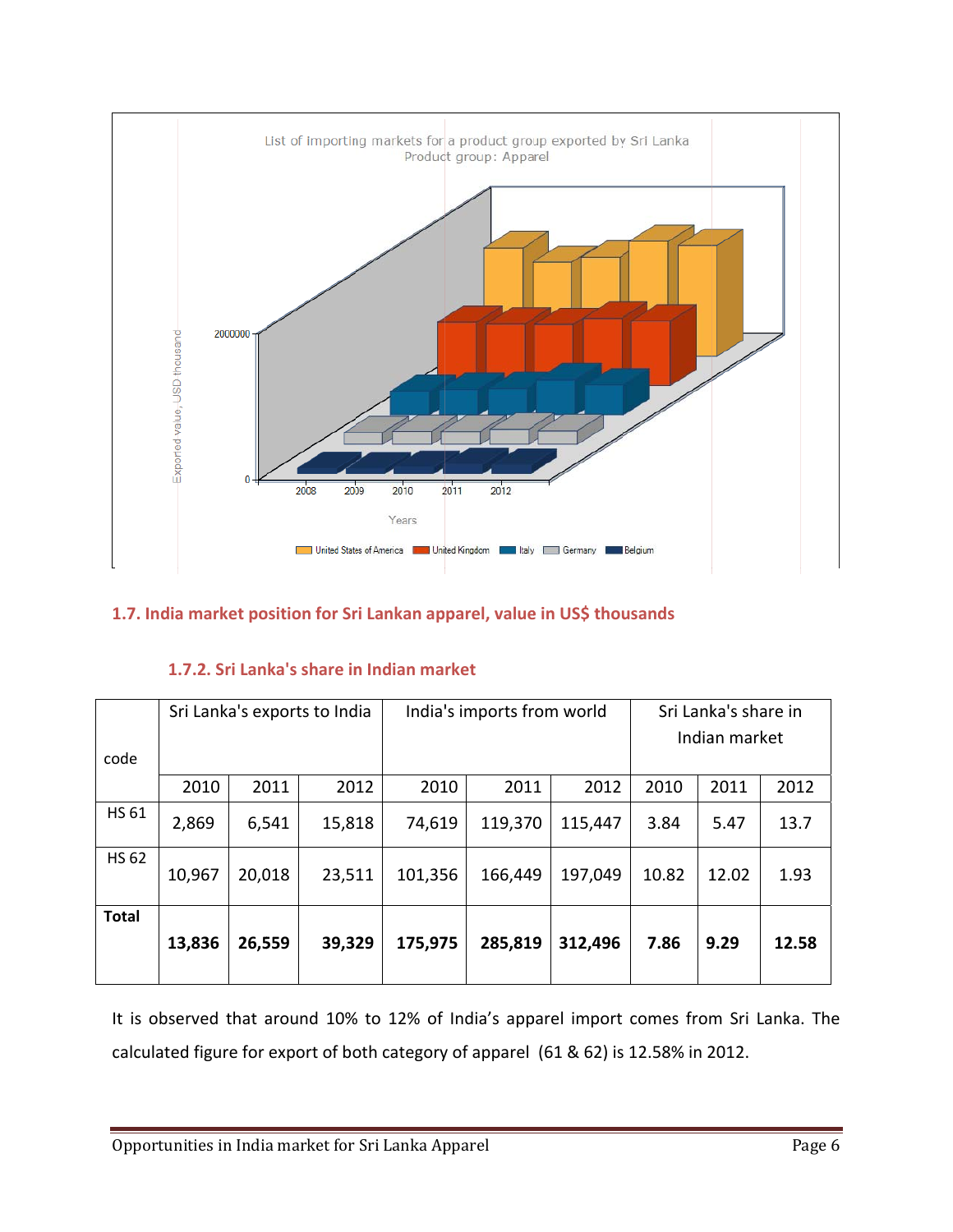List of importing markets for a product group exported by Sri Lanka
Product group: Apparel

## 1.7. India market position for Sri Lankan apparel, value in US$ thousands

### 1.7.2. Sri Lanka's share in Indian market

| code | Sri Lanka's exports to India | | | India's imports from world | | | Sri Lanka's share in Indian market | | |
|---|---|---|---|---|---|---|---|---|---|
| | 2010 | 2011 | 2012 | 2010 | 2011 | 2012 | 2010 | 2011 | 2012 |
| HS 61 | 2,869 | 6,541 | 15,818 | 74,619 | 119,370 | 115,447 | 3.84 | 5.47 | 13.7 |
| HS 62 | 10,967 | 20,018 | 23,511 | 101,356 | 166,449 | 197,049 | 10.82 | 12.02 | 1.93 |
| **Total** | **13,836** | **26,559** | **39,329** | **175,975** | **285,819** | **312,496** | **7.86** | **9.29** | **12.58** |

It is observed that around 10% to 12% of India's apparel import comes from Sri Lanka. The calculated figure for export of both category of apparel (61 & 62) is 12.58% in 2012.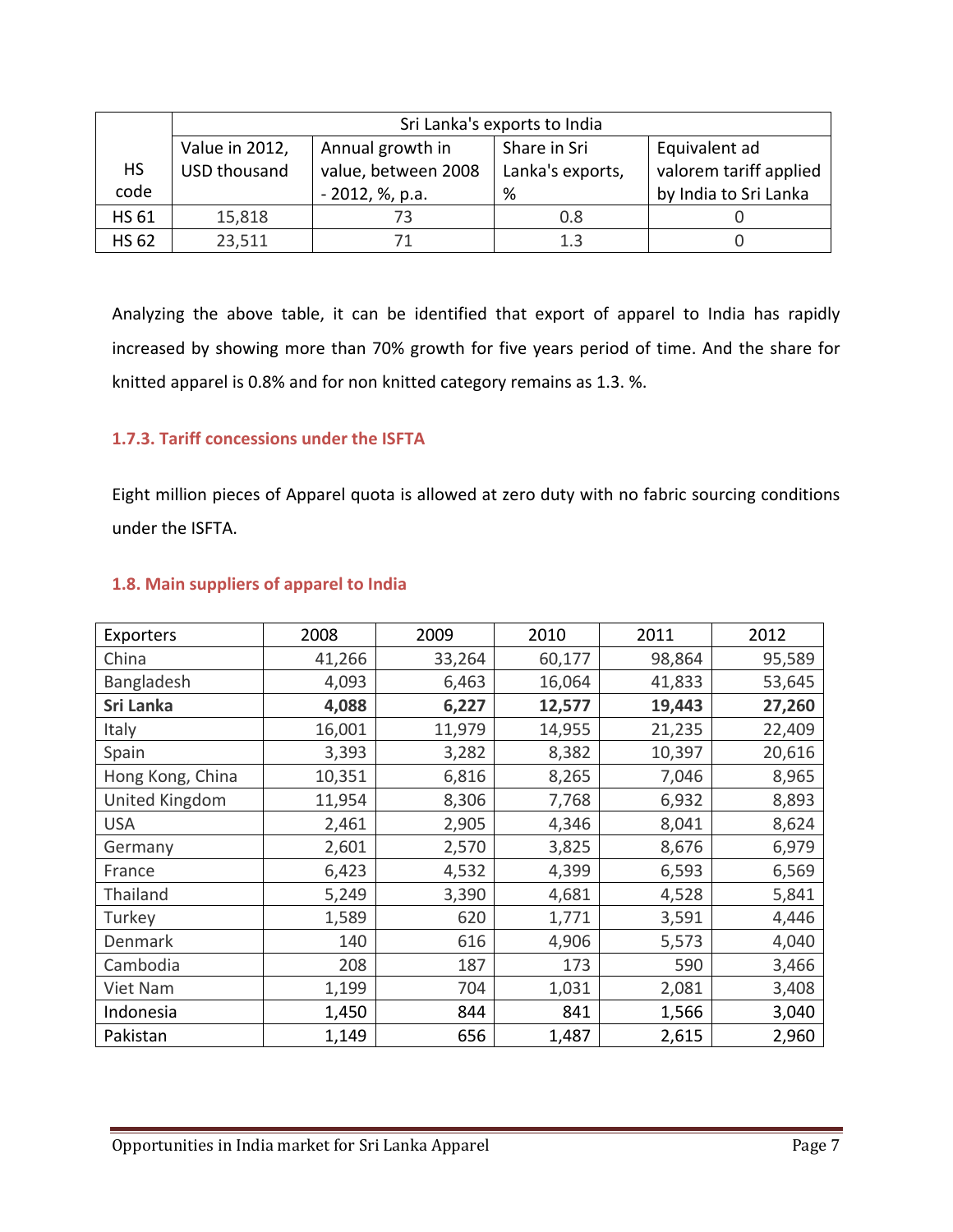| HS code | Sri Lanka's exports to India | | | |
|---|---|---|---|---|
| | Value in 2012, USD thousand | Annual growth in value, between 2008 - 2012, %, p.a. | Share in Sri Lanka's exports, % | Equivalent ad valorem tariff applied by India to Sri Lanka |
| HS 61 | 15,818 | 73 | 0.8 | 0 |
| HS 62 | 23,511 | 71 | 1.3 | 0 |

Analyzing the above table, it can be identified that export of apparel to India has rapidly increased by showing more than 70% growth for five years period of time. And the share for knitted apparel is 0.8% and for non knitted category remains as 1.3. %.

### 1.7.3. Tariff concessions under the ISFTA

Eight million pieces of Apparel quota is allowed at zero duty with no fabric sourcing conditions under the ISFTA.

## 1.8. Main suppliers of apparel to India

| Exporters | 2008 | 2009 | 2010 | 2011 | 2012 |
|---|---|---|---|---|---|
| China | 41,266 | 33,264 | 60,177 | 98,864 | 95,589 |
| Bangladesh | 4,093 | 6,463 | 16,064 | 41,833 | 53,645 |
| **Sri Lanka** | **4,088** | **6,227** | **12,577** | **19,443** | **27,260** |
| Italy | 16,001 | 11,979 | 14,955 | 21,235 | 22,409 |
| Spain | 3,393 | 3,282 | 8,382 | 10,397 | 20,616 |
| Hong Kong, China | 10,351 | 6,816 | 8,265 | 7,046 | 8,965 |
| United Kingdom | 11,954 | 8,306 | 7,768 | 6,932 | 8,893 |
| USA | 2,461 | 2,905 | 4,346 | 8,041 | 8,624 |
| Germany | 2,601 | 2,570 | 3,825 | 8,676 | 6,979 |
| France | 6,423 | 4,532 | 4,399 | 6,593 | 6,569 |
| Thailand | 5,249 | 3,390 | 4,681 | 4,528 | 5,841 |
| Turkey | 1,589 | 620 | 1,771 | 3,591 | 4,446 |
| Denmark | 140 | 616 | 4,906 | 5,573 | 4,040 |
| Cambodia | 208 | 187 | 173 | 590 | 3,466 |
| Viet Nam | 1,199 | 704 | 1,031 | 2,081 | 3,408 |
| Indonesia | 1,450 | 844 | 841 | 1,566 | 3,040 |
| Pakistan | 1,149 | 656 | 1,487 | 2,615 | 2,960 |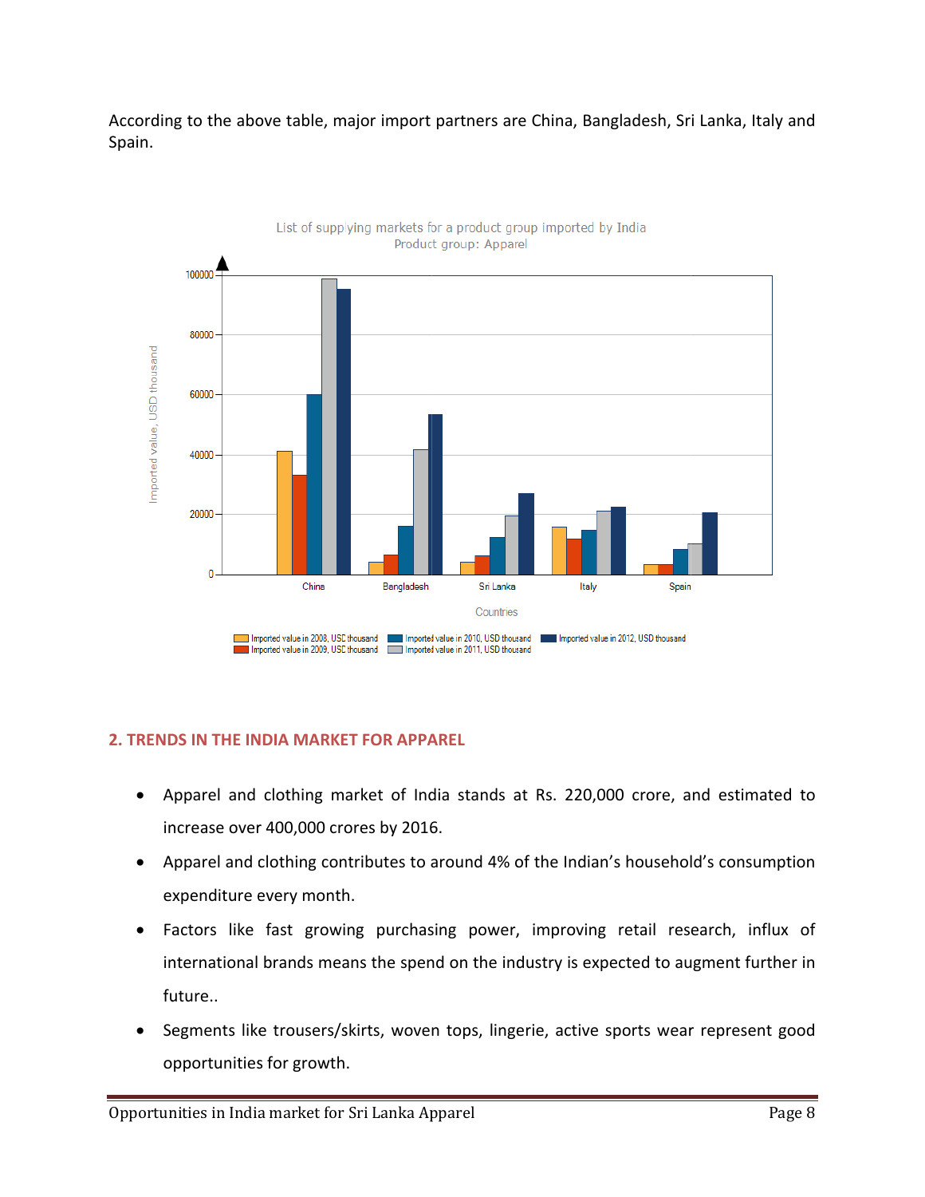According to the above table, major import partners are China, Bangladesh, Sri Lanka, Italy and Spain.

## 2. TRENDS IN THE INDIA MARKET FOR APPAREL

- Apparel and clothing market of India stands at Rs. 220,000 crore, and estimated to increase over 400,000 crores by 2016.
- Apparel and clothing contributes to around 4% of the Indian's household's consumption expenditure every month.
- Factors like fast growing purchasing power, improving retail research, influx of international brands means the spend on the industry is expected to augment further in future..
- Segments like trousers/skirts, woven tops, lingerie, active sports wear represent good opportunities for growth.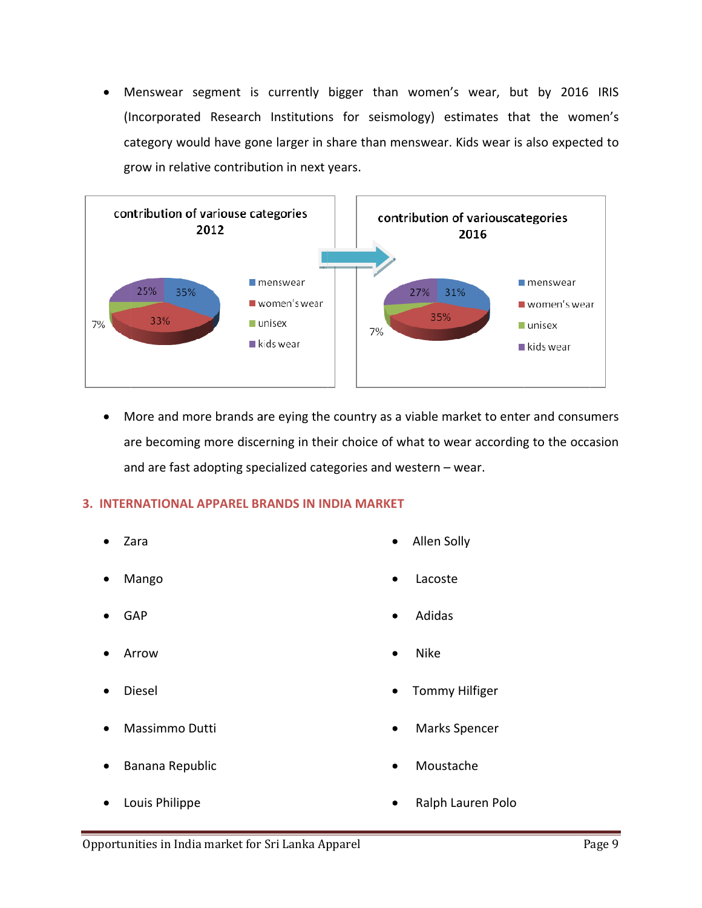- Menswear segment is currently bigger than women's wear, but by 2016 IRIS (Incorporated Research Institutions for seismology) estimates that the women's category would have gone larger in share than menswear. Kids wear is also expected to grow in relative contribution in next years.

contribution of variouse categories 2012

| Category | Share |
|---|---|
| menswear | 35% |
| women's wear | 33% |
| unisex | 7% |
| kids wear | 25% |

contribution of variouscategories 2016

| Category | Share |
|---|---|
| menswear | 31% |
| women's wear | 35% |
| unisex | 7% |
| kids wear | 27% |

- More and more brands are eying the country as a viable market to enter and consumers are becoming more discerning in their choice of what to wear according to the occasion and are fast adopting specialized categories and western – wear.

## 3. INTERNATIONAL APPAREL BRANDS IN INDIA MARKET

- Zara
- Mango
- GAP
- Arrow
- Diesel
- Massimmo Dutti
- Banana Republic
- Louis Philippe
- Allen Solly
- Lacoste
- Adidas
- Nike
- Tommy Hilfiger
- Marks Spencer
- Moustache
- Ralph Lauren Polo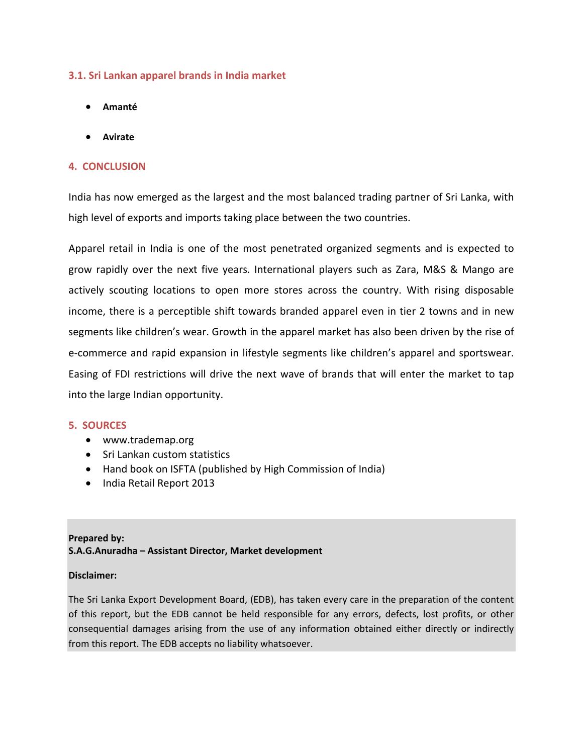### 3.1. Sri Lankan apparel brands in India market

- **Amanté**
- **Avirate**

## 4. CONCLUSION

India has now emerged as the largest and the most balanced trading partner of Sri Lanka, with high level of exports and imports taking place between the two countries.

Apparel retail in India is one of the most penetrated organized segments and is expected to grow rapidly over the next five years. International players such as Zara, M&S & Mango are actively scouting locations to open more stores across the country. With rising disposable income, there is a perceptible shift towards branded apparel even in tier 2 towns and in new segments like children's wear. Growth in the apparel market has also been driven by the rise of e-commerce and rapid expansion in lifestyle segments like children's apparel and sportswear. Easing of FDI restrictions will drive the next wave of brands that will enter the market to tap into the large Indian opportunity.

## 5. SOURCES

- www.trademap.org
- Sri Lankan custom statistics
- Hand book on ISFTA (published by High Commission of India)
- India Retail Report 2013

**Prepared by:**
**S.A.G.Anuradha – Assistant Director, Market development**

**Disclaimer:**

The Sri Lanka Export Development Board, (EDB), has taken every care in the preparation of the content of this report, but the EDB cannot be held responsible for any errors, defects, lost profits, or other consequential damages arising from the use of any information obtained either directly or indirectly from this report. The EDB accepts no liability whatsoever.